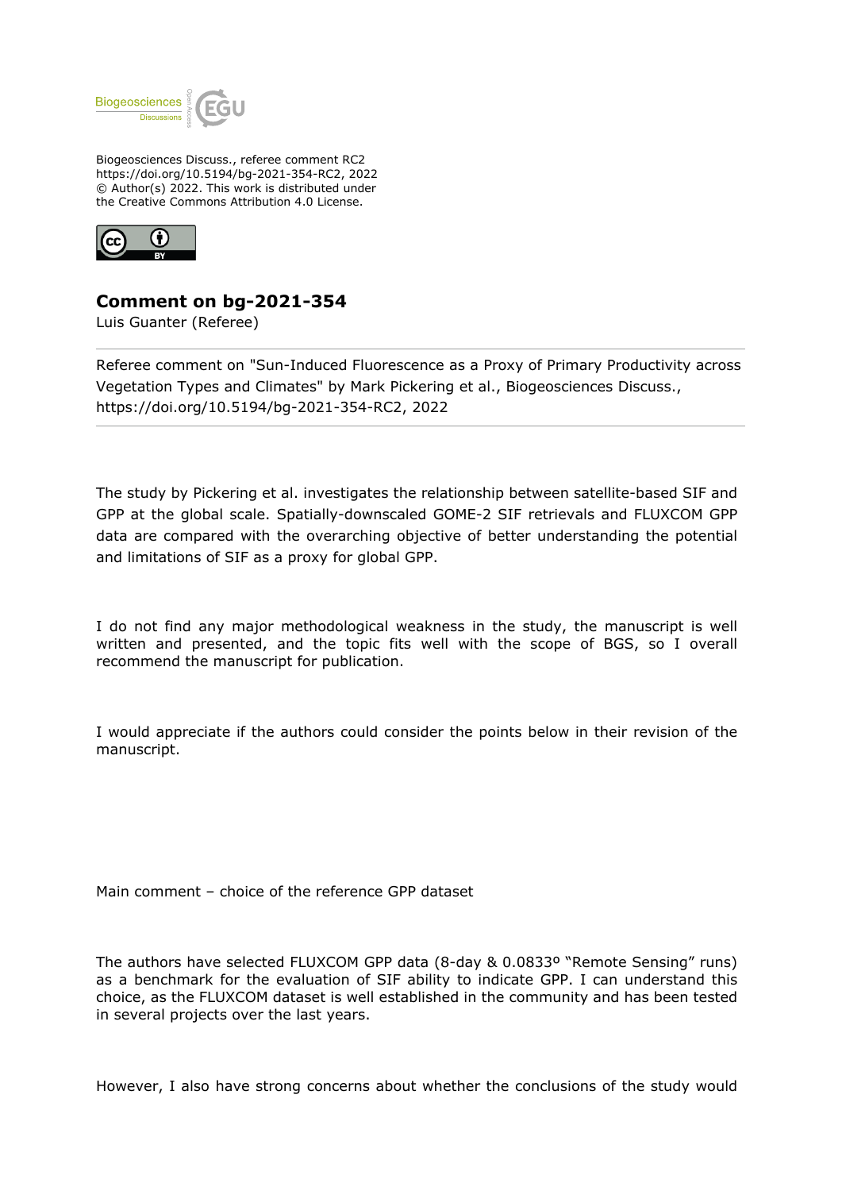Biogeosciences Discuss., referee comment RC2
https://doi.org/10.5194/bg-2021-354-RC2, 2022
© Author(s) 2022. This work is distributed under
the Creative Commons Attribution 4.0 License.

## Comment on bg-2021-354

Luis Guanter (Referee)

---

Referee comment on "Sun-Induced Fluorescence as a Proxy of Primary Productivity across Vegetation Types and Climates" by Mark Pickering et al., Biogeosciences Discuss., https://doi.org/10.5194/bg-2021-354-RC2, 2022

---

The study by Pickering et al. investigates the relationship between satellite-based SIF and GPP at the global scale. Spatially-downscaled GOME-2 SIF retrievals and FLUXCOM GPP data are compared with the overarching objective of better understanding the potential and limitations of SIF as a proxy for global GPP.

I do not find any major methodological weakness in the study, the manuscript is well written and presented, and the topic fits well with the scope of BGS, so I overall recommend the manuscript for publication.

I would appreciate if the authors could consider the points below in their revision of the manuscript.

Main comment – choice of the reference GPP dataset

The authors have selected FLUXCOM GPP data (8-day & 0.0833º "Remote Sensing" runs) as a benchmark for the evaluation of SIF ability to indicate GPP. I can understand this choice, as the FLUXCOM dataset is well established in the community and has been tested in several projects over the last years.

However, I also have strong concerns about whether the conclusions of the study would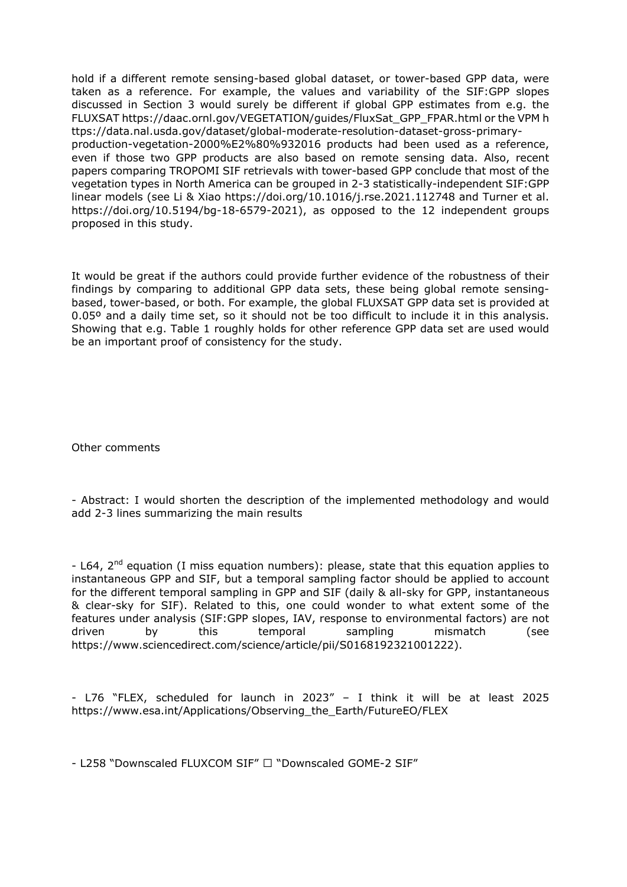hold if a different remote sensing-based global dataset, or tower-based GPP data, were taken as a reference. For example, the values and variability of the SIF:GPP slopes discussed in Section 3 would surely be different if global GPP estimates from e.g. the FLUXSAT https://daac.ornl.gov/VEGETATION/guides/FluxSat_GPP_FPAR.html or the VPM https://data.nal.usda.gov/dataset/global-moderate-resolution-dataset-gross-primary-production-vegetation-2000%E2%80%932016 products had been used as a reference, even if those two GPP products are also based on remote sensing data. Also, recent papers comparing TROPOMI SIF retrievals with tower-based GPP conclude that most of the vegetation types in North America can be grouped in 2-3 statistically-independent SIF:GPP linear models (see Li & Xiao https://doi.org/10.1016/j.rse.2021.112748 and Turner et al. https://doi.org/10.5194/bg-18-6579-2021), as opposed to the 12 independent groups proposed in this study.

It would be great if the authors could provide further evidence of the robustness of their findings by comparing to additional GPP data sets, these being global remote sensing-based, tower-based, or both. For example, the global FLUXSAT GPP data set is provided at 0.05º and a daily time set, so it should not be too difficult to include it in this analysis. Showing that e.g. Table 1 roughly holds for other reference GPP data set are used would be an important proof of consistency for the study.

Other comments

- Abstract: I would shorten the description of the implemented methodology and would add 2-3 lines summarizing the main results

- L64, 2nd equation (I miss equation numbers): please, state that this equation applies to instantaneous GPP and SIF, but a temporal sampling factor should be applied to account for the different temporal sampling in GPP and SIF (daily & all-sky for GPP, instantaneous & clear-sky for SIF). Related to this, one could wonder to what extent some of the features under analysis (SIF:GPP slopes, IAV, response to environmental factors) are not driven by this temporal sampling mismatch (see https://www.sciencedirect.com/science/article/pii/S0168192321001222).

- L76 "FLEX, scheduled for launch in 2023" – I think it will be at least 2025 https://www.esa.int/Applications/Observing_the_Earth/FutureEO/FLEX

- L258 "Downscaled FLUXCOM SIF" ☐ "Downscaled GOME-2 SIF"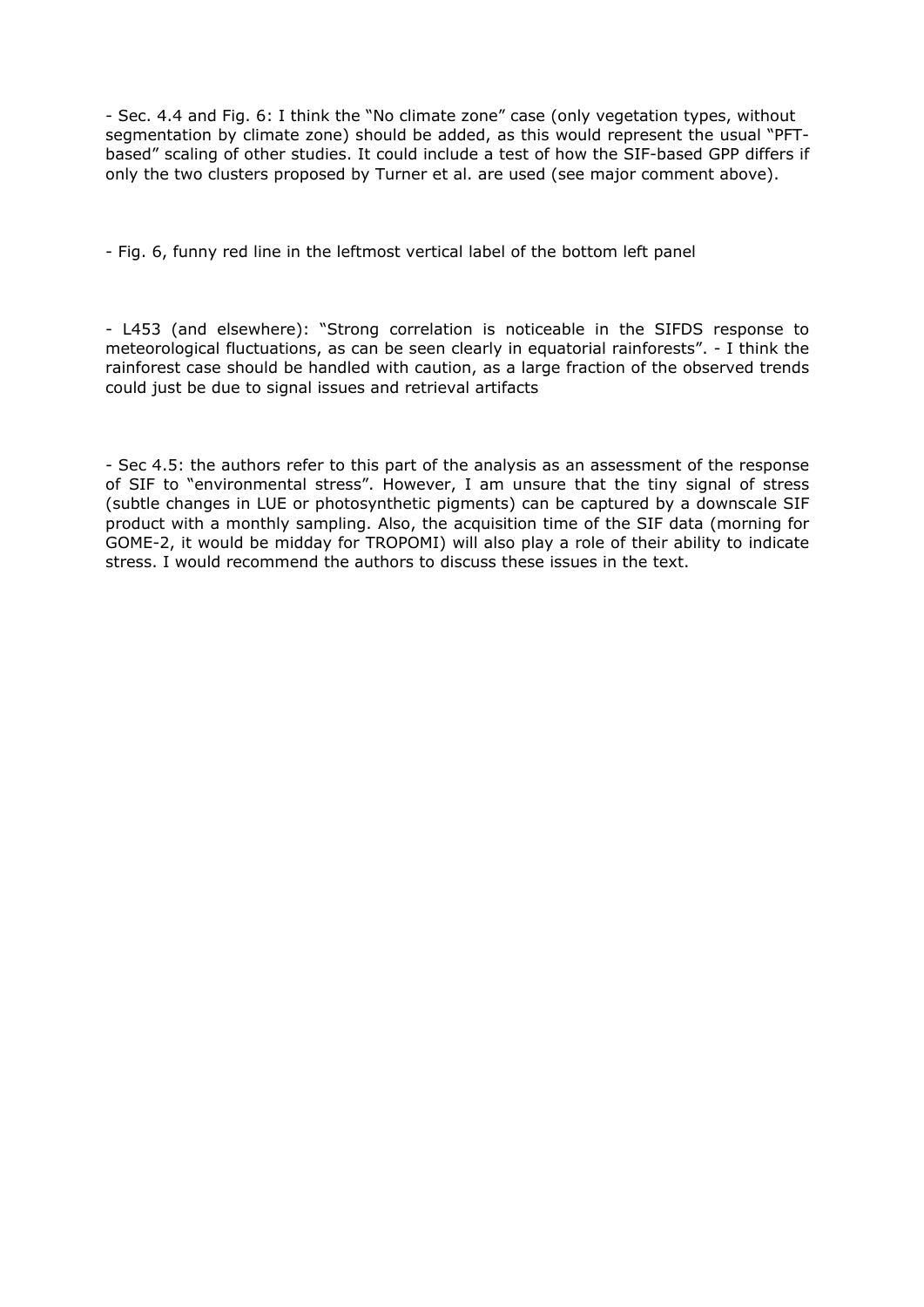- Sec. 4.4 and Fig. 6: I think the "No climate zone" case (only vegetation types, without segmentation by climate zone) should be added, as this would represent the usual "PFT-based" scaling of other studies. It could include a test of how the SIF-based GPP differs if only the two clusters proposed by Turner et al. are used (see major comment above).

- Fig. 6, funny red line in the leftmost vertical label of the bottom left panel

- L453 (and elsewhere): "Strong correlation is noticeable in the SIFDS response to meteorological fluctuations, as can be seen clearly in equatorial rainforests". - I think the rainforest case should be handled with caution, as a large fraction of the observed trends could just be due to signal issues and retrieval artifacts

- Sec 4.5: the authors refer to this part of the analysis as an assessment of the response of SIF to "environmental stress". However, I am unsure that the tiny signal of stress (subtle changes in LUE or photosynthetic pigments) can be captured by a downscale SIF product with a monthly sampling. Also, the acquisition time of the SIF data (morning for GOME-2, it would be midday for TROPOMI) will also play a role of their ability to indicate stress. I would recommend the authors to discuss these issues in the text.